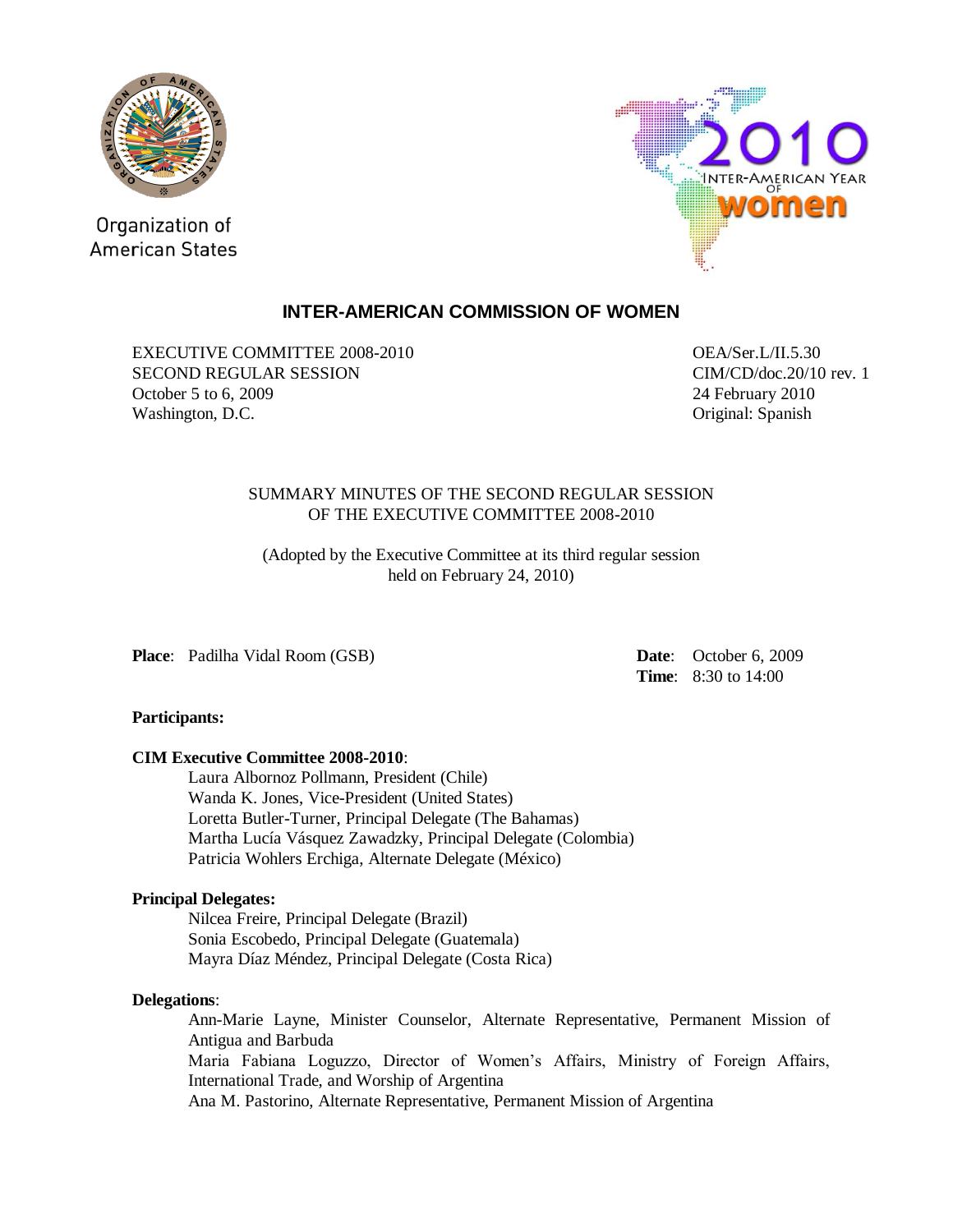Organization of American States

2010 INTER-AMERICAN YEAR OF women

## INTER-AMERICAN COMMISSION OF WOMEN

EXECUTIVE COMMITTEE 2008-2010
SECOND REGULAR SESSION
October 5 to 6, 2009
Washington, D.C.

OEA/Ser.L/II.5.30
CIM/CD/doc.20/10 rev. 1
24 February 2010
Original: Spanish

SUMMARY MINUTES OF THE SECOND REGULAR SESSION OF THE EXECUTIVE COMMITTEE 2008-2010

(Adopted by the Executive Committee at its third regular session held on February 24, 2010)

**Place**: Padilha Vidal Room (GSB)

**Date**: October 6, 2009
**Time**: 8:30 to 14:00

**Participants:**

**CIM Executive Committee 2008-2010**:

Laura Albornoz Pollmann, President (Chile)
Wanda K. Jones, Vice-President (United States)
Loretta Butler-Turner, Principal Delegate (The Bahamas)
Martha Lucía Vásquez Zawadzky, Principal Delegate (Colombia)
Patricia Wohlers Erchiga, Alternate Delegate (México)

**Principal Delegates:**

Nilcea Freire, Principal Delegate (Brazil)
Sonia Escobedo, Principal Delegate (Guatemala)
Mayra Díaz Méndez, Principal Delegate (Costa Rica)

**Delegations**:

Ann-Marie Layne, Minister Counselor, Alternate Representative, Permanent Mission of Antigua and Barbuda
Maria Fabiana Loguzzo, Director of Women's Affairs, Ministry of Foreign Affairs, International Trade, and Worship of Argentina
Ana M. Pastorino, Alternate Representative, Permanent Mission of Argentina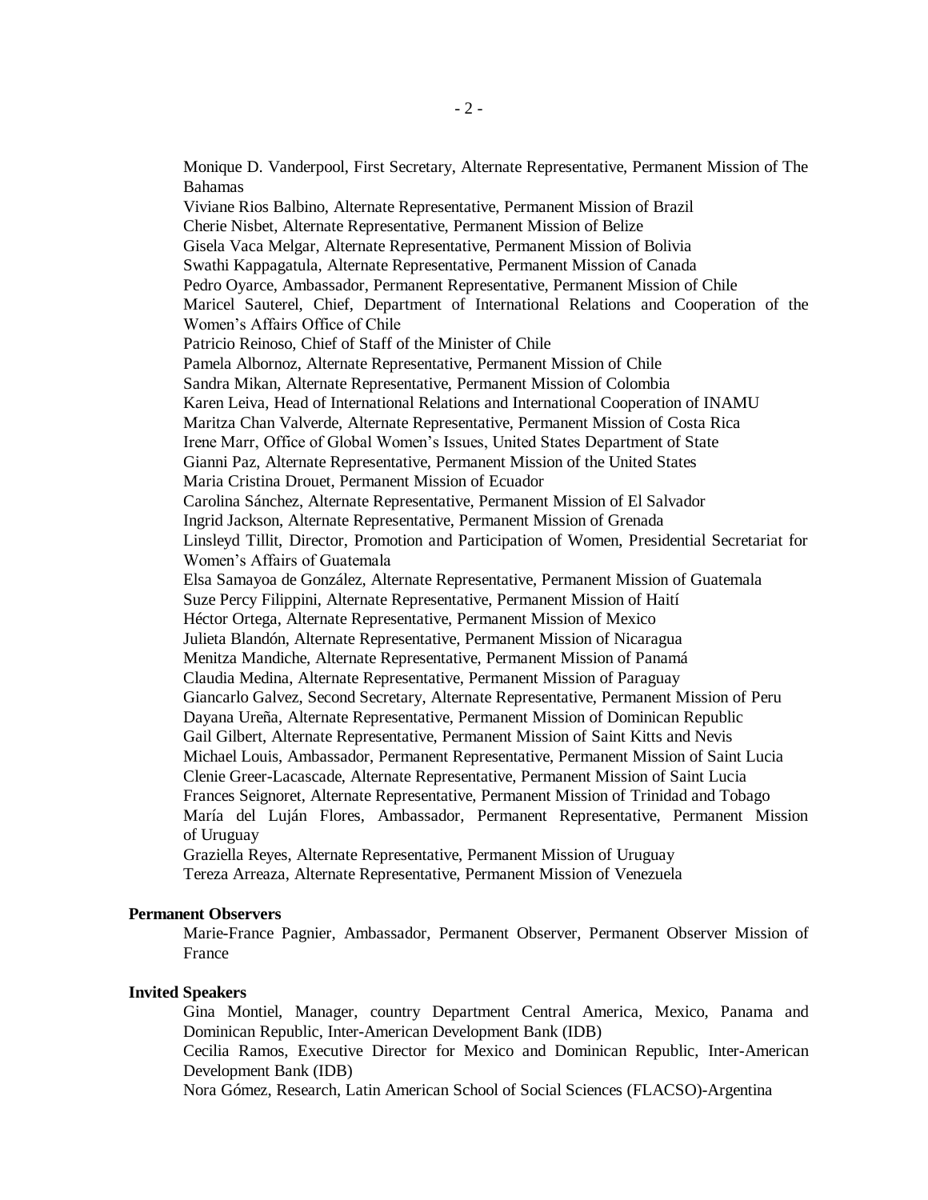Monique D. Vanderpool, First Secretary, Alternate Representative, Permanent Mission of The Bahamas
Viviane Rios Balbino, Alternate Representative, Permanent Mission of Brazil
Cherie Nisbet, Alternate Representative, Permanent Mission of Belize
Gisela Vaca Melgar, Alternate Representative, Permanent Mission of Bolivia
Swathi Kappagatula, Alternate Representative, Permanent Mission of Canada
Pedro Oyarce, Ambassador, Permanent Representative, Permanent Mission of Chile
Maricel Sauterel, Chief, Department of International Relations and Cooperation of the Women's Affairs Office of Chile
Patricio Reinoso, Chief of Staff of the Minister of Chile
Pamela Albornoz, Alternate Representative, Permanent Mission of Chile
Sandra Mikan, Alternate Representative, Permanent Mission of Colombia
Karen Leiva, Head of International Relations and International Cooperation of INAMU
Maritza Chan Valverde, Alternate Representative, Permanent Mission of Costa Rica
Irene Marr, Office of Global Women's Issues, United States Department of State
Gianni Paz, Alternate Representative, Permanent Mission of the United States
Maria Cristina Drouet, Permanent Mission of Ecuador
Carolina Sánchez, Alternate Representative, Permanent Mission of El Salvador
Ingrid Jackson, Alternate Representative, Permanent Mission of Grenada
Linsleyd Tillit, Director, Promotion and Participation of Women, Presidential Secretariat for Women's Affairs of Guatemala
Elsa Samayoa de González, Alternate Representative, Permanent Mission of Guatemala
Suze Percy Filippini, Alternate Representative, Permanent Mission of Haití
Héctor Ortega, Alternate Representative, Permanent Mission of Mexico
Julieta Blandón, Alternate Representative, Permanent Mission of Nicaragua
Menitza Mandiche, Alternate Representative, Permanent Mission of Panamá
Claudia Medina, Alternate Representative, Permanent Mission of Paraguay
Giancarlo Galvez, Second Secretary, Alternate Representative, Permanent Mission of Peru
Dayana Ureña, Alternate Representative, Permanent Mission of Dominican Republic
Gail Gilbert, Alternate Representative, Permanent Mission of Saint Kitts and Nevis
Michael Louis, Ambassador, Permanent Representative, Permanent Mission of Saint Lucia
Clenie Greer-Lacascade, Alternate Representative, Permanent Mission of Saint Lucia
Frances Seignoret, Alternate Representative, Permanent Mission of Trinidad and Tobago
María del Luján Flores, Ambassador, Permanent Representative, Permanent Mission of Uruguay
Graziella Reyes, Alternate Representative, Permanent Mission of Uruguay
Tereza Arreaza, Alternate Representative, Permanent Mission of Venezuela

**Permanent Observers**

Marie-France Pagnier, Ambassador, Permanent Observer, Permanent Observer Mission of France

**Invited Speakers**

Gina Montiel, Manager, country Department Central America, Mexico, Panama and Dominican Republic, Inter-American Development Bank (IDB)
Cecilia Ramos, Executive Director for Mexico and Dominican Republic, Inter-American Development Bank (IDB)
Nora Gómez, Research, Latin American School of Social Sciences (FLACSO)-Argentina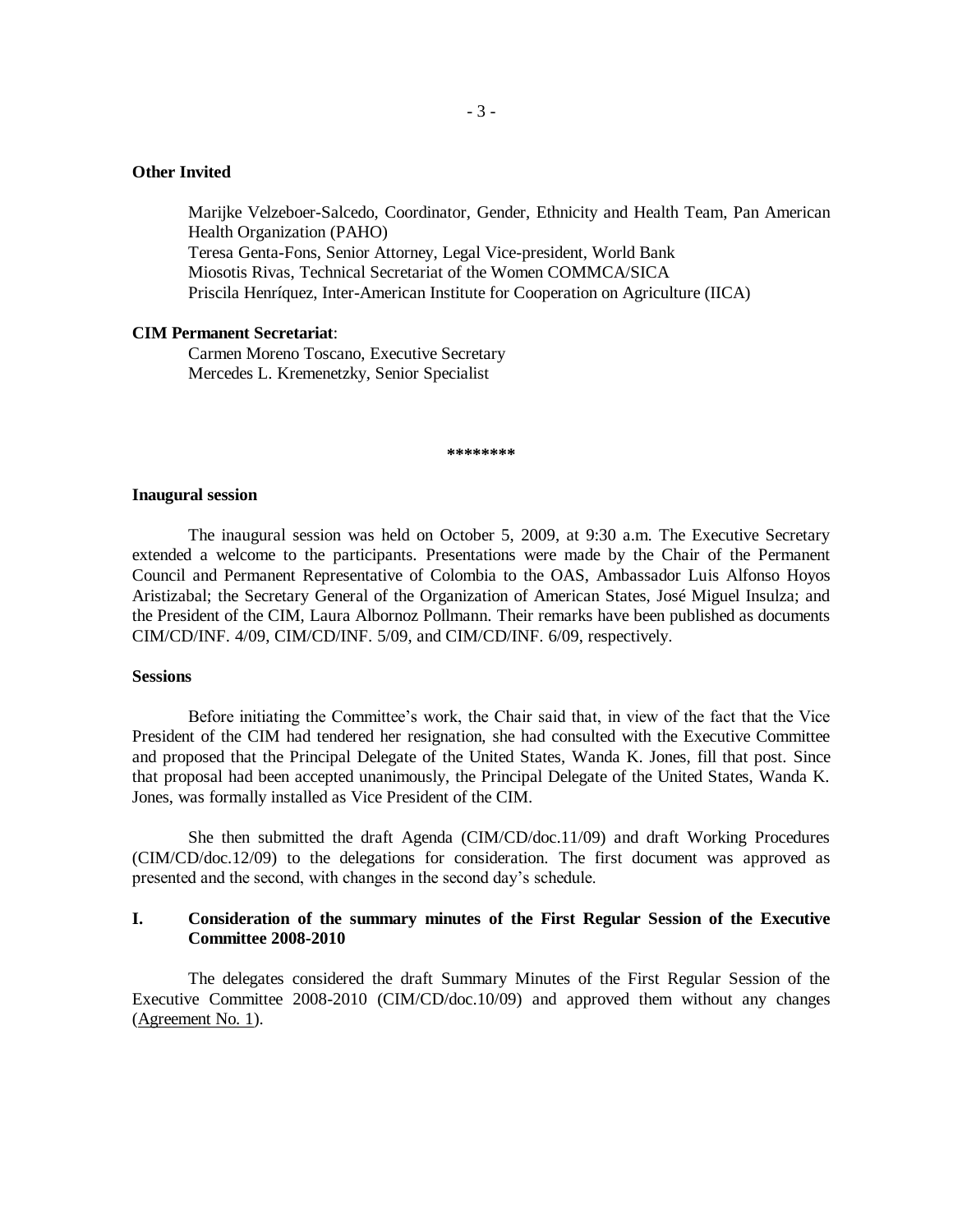**Other Invited**

Marijke Velzeboer-Salcedo, Coordinator, Gender, Ethnicity and Health Team, Pan American Health Organization (PAHO)
Teresa Genta-Fons, Senior Attorney, Legal Vice-president, World Bank
Miosotis Rivas, Technical Secretariat of the Women COMMCA/SICA
Priscila Henríquez, Inter-American Institute for Cooperation on Agriculture (IICA)

**CIM Permanent Secretariat**:

Carmen Moreno Toscano, Executive Secretary
Mercedes L. Kremenetzky, Senior Specialist

\*\*\*\*\*\*\*\*

**Inaugural session**

The inaugural session was held on October 5, 2009, at 9:30 a.m. The Executive Secretary extended a welcome to the participants. Presentations were made by the Chair of the Permanent Council and Permanent Representative of Colombia to the OAS, Ambassador Luis Alfonso Hoyos Aristizabal; the Secretary General of the Organization of American States, José Miguel Insulza; and the President of the CIM, Laura Albornoz Pollmann. Their remarks have been published as documents CIM/CD/INF. 4/09, CIM/CD/INF. 5/09, and CIM/CD/INF. 6/09, respectively.

**Sessions**

Before initiating the Committee's work, the Chair said that, in view of the fact that the Vice President of the CIM had tendered her resignation, she had consulted with the Executive Committee and proposed that the Principal Delegate of the United States, Wanda K. Jones, fill that post. Since that proposal had been accepted unanimously, the Principal Delegate of the United States, Wanda K. Jones, was formally installed as Vice President of the CIM.

She then submitted the draft Agenda (CIM/CD/doc.11/09) and draft Working Procedures (CIM/CD/doc.12/09) to the delegations for consideration. The first document was approved as presented and the second, with changes in the second day's schedule.

## I. Consideration of the summary minutes of the First Regular Session of the Executive Committee 2008-2010

The delegates considered the draft Summary Minutes of the First Regular Session of the Executive Committee 2008-2010 (CIM/CD/doc.10/09) and approved them without any changes (Agreement No. 1).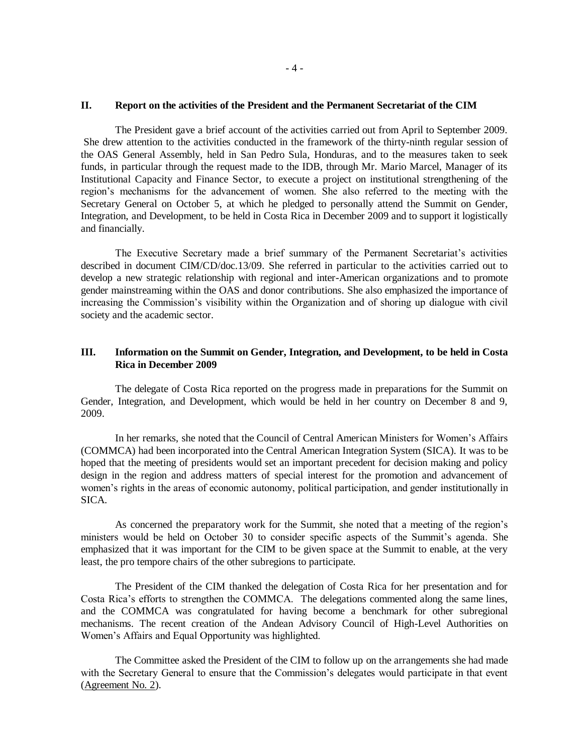## II. Report on the activities of the President and the Permanent Secretariat of the CIM

The President gave a brief account of the activities carried out from April to September 2009. She drew attention to the activities conducted in the framework of the thirty-ninth regular session of the OAS General Assembly, held in San Pedro Sula, Honduras, and to the measures taken to seek funds, in particular through the request made to the IDB, through Mr. Mario Marcel, Manager of its Institutional Capacity and Finance Sector, to execute a project on institutional strengthening of the region's mechanisms for the advancement of women. She also referred to the meeting with the Secretary General on October 5, at which he pledged to personally attend the Summit on Gender, Integration, and Development, to be held in Costa Rica in December 2009 and to support it logistically and financially.

The Executive Secretary made a brief summary of the Permanent Secretariat's activities described in document CIM/CD/doc.13/09. She referred in particular to the activities carried out to develop a new strategic relationship with regional and inter-American organizations and to promote gender mainstreaming within the OAS and donor contributions. She also emphasized the importance of increasing the Commission's visibility within the Organization and of shoring up dialogue with civil society and the academic sector.

## III. Information on the Summit on Gender, Integration, and Development, to be held in Costa Rica in December 2009

The delegate of Costa Rica reported on the progress made in preparations for the Summit on Gender, Integration, and Development, which would be held in her country on December 8 and 9, 2009.

In her remarks, she noted that the Council of Central American Ministers for Women's Affairs (COMMCA) had been incorporated into the Central American Integration System (SICA). It was to be hoped that the meeting of presidents would set an important precedent for decision making and policy design in the region and address matters of special interest for the promotion and advancement of women's rights in the areas of economic autonomy, political participation, and gender institutionally in SICA.

As concerned the preparatory work for the Summit, she noted that a meeting of the region's ministers would be held on October 30 to consider specific aspects of the Summit's agenda. She emphasized that it was important for the CIM to be given space at the Summit to enable, at the very least, the pro tempore chairs of the other subregions to participate.

The President of the CIM thanked the delegation of Costa Rica for her presentation and for Costa Rica's efforts to strengthen the COMMCA. The delegations commented along the same lines, and the COMMCA was congratulated for having become a benchmark for other subregional mechanisms. The recent creation of the Andean Advisory Council of High-Level Authorities on Women's Affairs and Equal Opportunity was highlighted.

The Committee asked the President of the CIM to follow up on the arrangements she had made with the Secretary General to ensure that the Commission's delegates would participate in that event (Agreement No. 2).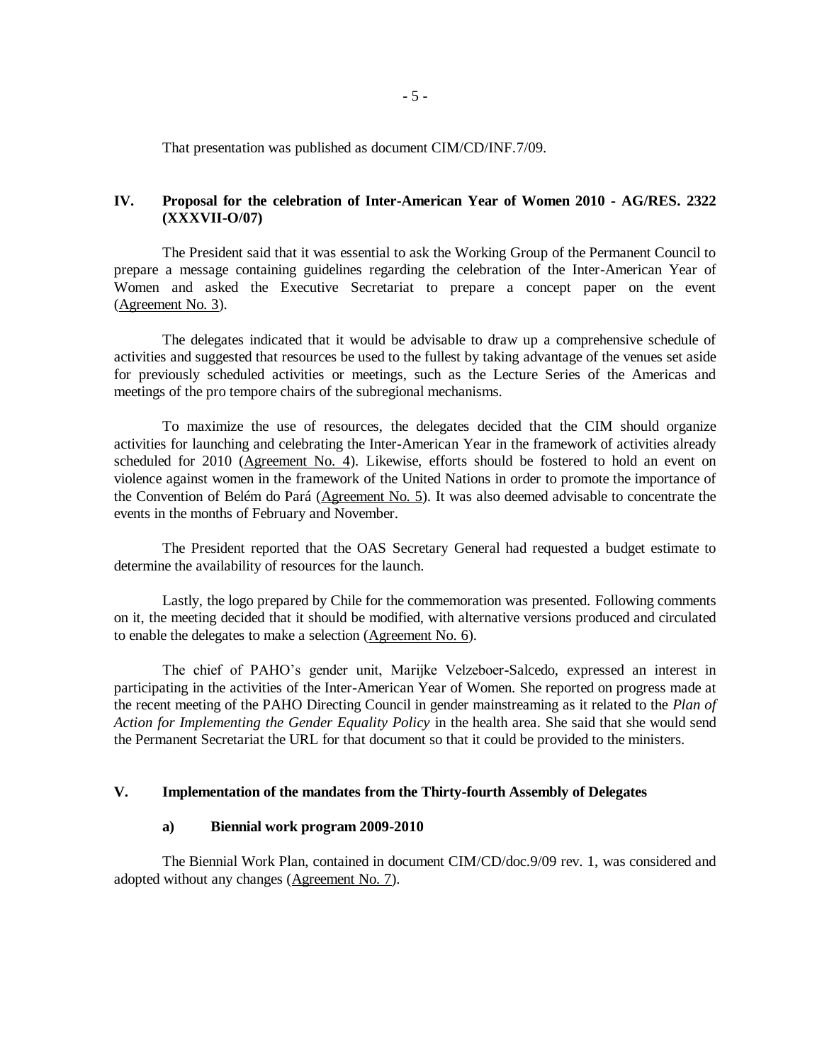That presentation was published as document CIM/CD/INF.7/09.

## IV. Proposal for the celebration of Inter-American Year of Women 2010 - AG/RES. 2322 (XXXVII-O/07)

The President said that it was essential to ask the Working Group of the Permanent Council to prepare a message containing guidelines regarding the celebration of the Inter-American Year of Women and asked the Executive Secretariat to prepare a concept paper on the event (Agreement No. 3).

The delegates indicated that it would be advisable to draw up a comprehensive schedule of activities and suggested that resources be used to the fullest by taking advantage of the venues set aside for previously scheduled activities or meetings, such as the Lecture Series of the Americas and meetings of the pro tempore chairs of the subregional mechanisms.

To maximize the use of resources, the delegates decided that the CIM should organize activities for launching and celebrating the Inter-American Year in the framework of activities already scheduled for 2010 (Agreement No. 4). Likewise, efforts should be fostered to hold an event on violence against women in the framework of the United Nations in order to promote the importance of the Convention of Belém do Pará (Agreement No. 5). It was also deemed advisable to concentrate the events in the months of February and November.

The President reported that the OAS Secretary General had requested a budget estimate to determine the availability of resources for the launch.

Lastly, the logo prepared by Chile for the commemoration was presented. Following comments on it, the meeting decided that it should be modified, with alternative versions produced and circulated to enable the delegates to make a selection (Agreement No. 6).

The chief of PAHO's gender unit, Marijke Velzeboer-Salcedo, expressed an interest in participating in the activities of the Inter-American Year of Women. She reported on progress made at the recent meeting of the PAHO Directing Council in gender mainstreaming as it related to the *Plan of Action for Implementing the Gender Equality Policy* in the health area. She said that she would send the Permanent Secretariat the URL for that document so that it could be provided to the ministers.

## V. Implementation of the mandates from the Thirty-fourth Assembly of Delegates

### a) Biennial work program 2009-2010

The Biennial Work Plan, contained in document CIM/CD/doc.9/09 rev. 1, was considered and adopted without any changes (Agreement No. 7).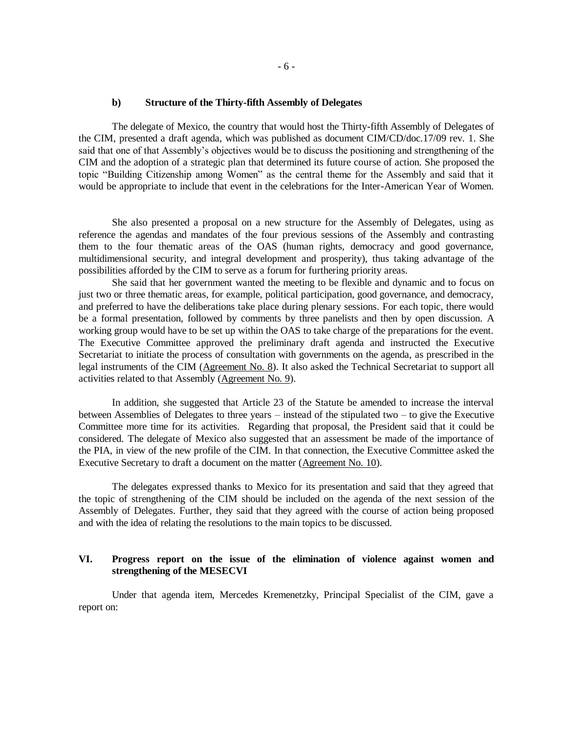### b) Structure of the Thirty-fifth Assembly of Delegates

The delegate of Mexico, the country that would host the Thirty-fifth Assembly of Delegates of the CIM, presented a draft agenda, which was published as document CIM/CD/doc.17/09 rev. 1. She said that one of that Assembly's objectives would be to discuss the positioning and strengthening of the CIM and the adoption of a strategic plan that determined its future course of action. She proposed the topic "Building Citizenship among Women" as the central theme for the Assembly and said that it would be appropriate to include that event in the celebrations for the Inter-American Year of Women.

She also presented a proposal on a new structure for the Assembly of Delegates, using as reference the agendas and mandates of the four previous sessions of the Assembly and contrasting them to the four thematic areas of the OAS (human rights, democracy and good governance, multidimensional security, and integral development and prosperity), thus taking advantage of the possibilities afforded by the CIM to serve as a forum for furthering priority areas.

She said that her government wanted the meeting to be flexible and dynamic and to focus on just two or three thematic areas, for example, political participation, good governance, and democracy, and preferred to have the deliberations take place during plenary sessions. For each topic, there would be a formal presentation, followed by comments by three panelists and then by open discussion. A working group would have to be set up within the OAS to take charge of the preparations for the event. The Executive Committee approved the preliminary draft agenda and instructed the Executive Secretariat to initiate the process of consultation with governments on the agenda, as prescribed in the legal instruments of the CIM (Agreement No. 8). It also asked the Technical Secretariat to support all activities related to that Assembly (Agreement No. 9).

In addition, she suggested that Article 23 of the Statute be amended to increase the interval between Assemblies of Delegates to three years – instead of the stipulated two – to give the Executive Committee more time for its activities. Regarding that proposal, the President said that it could be considered. The delegate of Mexico also suggested that an assessment be made of the importance of the PIA, in view of the new profile of the CIM. In that connection, the Executive Committee asked the Executive Secretary to draft a document on the matter (Agreement No. 10).

The delegates expressed thanks to Mexico for its presentation and said that they agreed that the topic of strengthening of the CIM should be included on the agenda of the next session of the Assembly of Delegates. Further, they said that they agreed with the course of action being proposed and with the idea of relating the resolutions to the main topics to be discussed.

## VI. Progress report on the issue of the elimination of violence against women and strengthening of the MESECVI

Under that agenda item, Mercedes Kremenetzky, Principal Specialist of the CIM, gave a report on: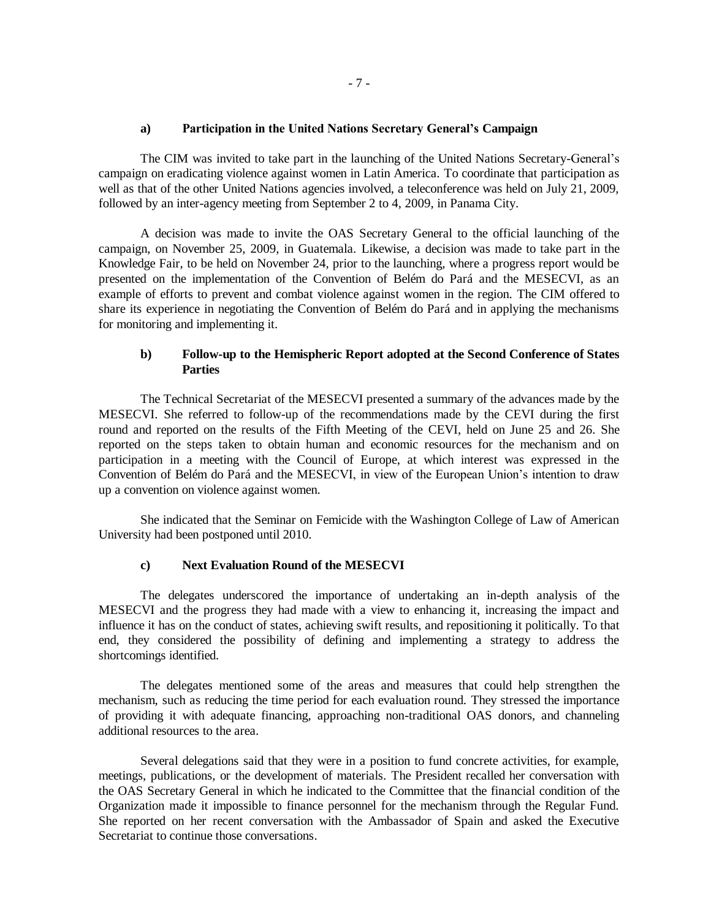#### a) Participation in the United Nations Secretary General's Campaign

The CIM was invited to take part in the launching of the United Nations Secretary-General's campaign on eradicating violence against women in Latin America. To coordinate that participation as well as that of the other United Nations agencies involved, a teleconference was held on July 21, 2009, followed by an inter-agency meeting from September 2 to 4, 2009, in Panama City.

A decision was made to invite the OAS Secretary General to the official launching of the campaign, on November 25, 2009, in Guatemala. Likewise, a decision was made to take part in the Knowledge Fair, to be held on November 24, prior to the launching, where a progress report would be presented on the implementation of the Convention of Belém do Pará and the MESECVI, as an example of efforts to prevent and combat violence against women in the region. The CIM offered to share its experience in negotiating the Convention of Belém do Pará and in applying the mechanisms for monitoring and implementing it.

#### b) Follow-up to the Hemispheric Report adopted at the Second Conference of States Parties

The Technical Secretariat of the MESECVI presented a summary of the advances made by the MESECVI. She referred to follow-up of the recommendations made by the CEVI during the first round and reported on the results of the Fifth Meeting of the CEVI, held on June 25 and 26. She reported on the steps taken to obtain human and economic resources for the mechanism and on participation in a meeting with the Council of Europe, at which interest was expressed in the Convention of Belém do Pará and the MESECVI, in view of the European Union's intention to draw up a convention on violence against women.

She indicated that the Seminar on Femicide with the Washington College of Law of American University had been postponed until 2010.

#### c) Next Evaluation Round of the MESECVI

The delegates underscored the importance of undertaking an in-depth analysis of the MESECVI and the progress they had made with a view to enhancing it, increasing the impact and influence it has on the conduct of states, achieving swift results, and repositioning it politically. To that end, they considered the possibility of defining and implementing a strategy to address the shortcomings identified.

The delegates mentioned some of the areas and measures that could help strengthen the mechanism, such as reducing the time period for each evaluation round. They stressed the importance of providing it with adequate financing, approaching non-traditional OAS donors, and channeling additional resources to the area.

Several delegations said that they were in a position to fund concrete activities, for example, meetings, publications, or the development of materials. The President recalled her conversation with the OAS Secretary General in which he indicated to the Committee that the financial condition of the Organization made it impossible to finance personnel for the mechanism through the Regular Fund. She reported on her recent conversation with the Ambassador of Spain and asked the Executive Secretariat to continue those conversations.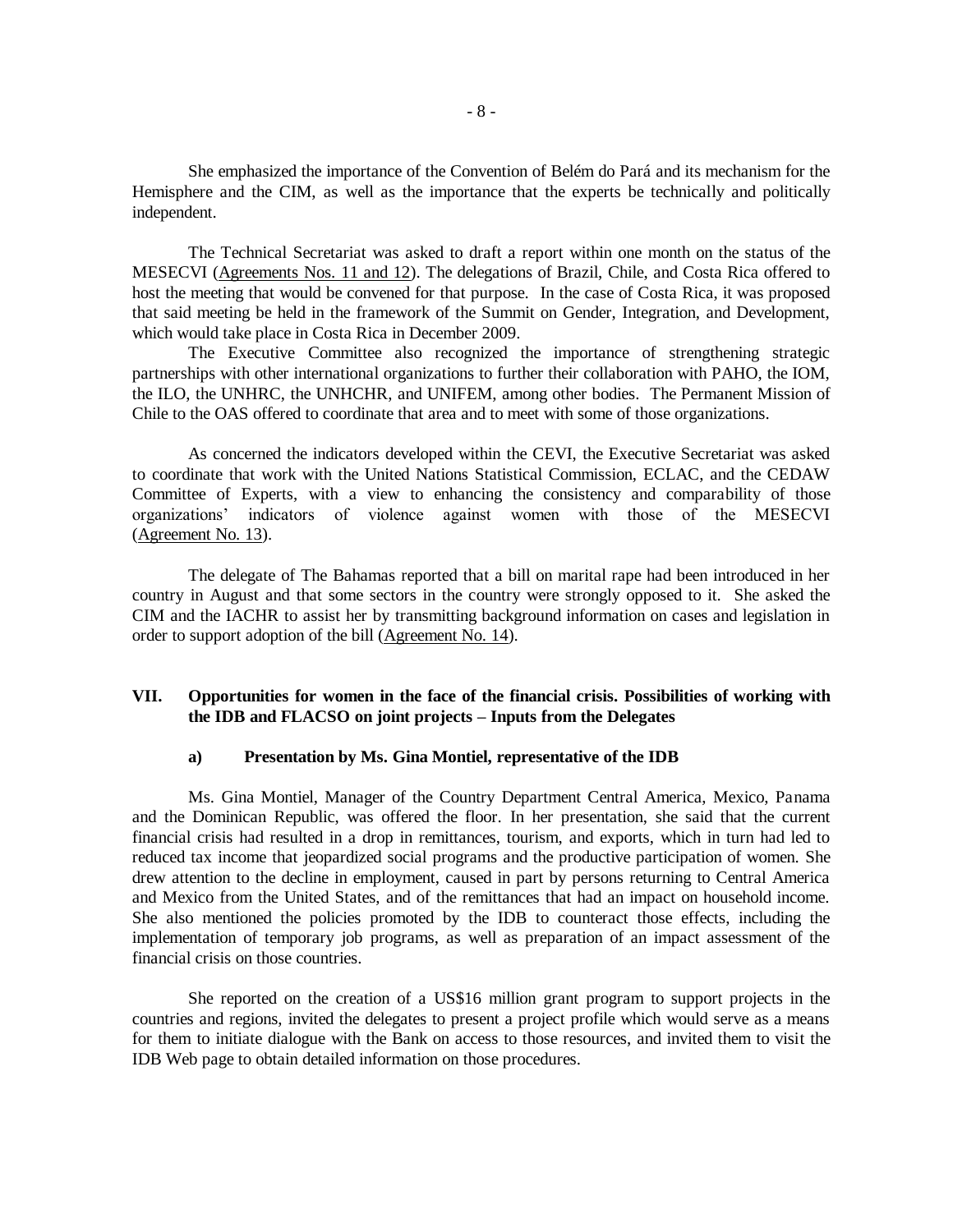She emphasized the importance of the Convention of Belém do Pará and its mechanism for the Hemisphere and the CIM, as well as the importance that the experts be technically and politically independent.

The Technical Secretariat was asked to draft a report within one month on the status of the MESECVI (Agreements Nos. 11 and 12). The delegations of Brazil, Chile, and Costa Rica offered to host the meeting that would be convened for that purpose. In the case of Costa Rica, it was proposed that said meeting be held in the framework of the Summit on Gender, Integration, and Development, which would take place in Costa Rica in December 2009.

The Executive Committee also recognized the importance of strengthening strategic partnerships with other international organizations to further their collaboration with PAHO, the IOM, the ILO, the UNHRC, the UNHCHR, and UNIFEM, among other bodies. The Permanent Mission of Chile to the OAS offered to coordinate that area and to meet with some of those organizations.

As concerned the indicators developed within the CEVI, the Executive Secretariat was asked to coordinate that work with the United Nations Statistical Commission, ECLAC, and the CEDAW Committee of Experts, with a view to enhancing the consistency and comparability of those organizations' indicators of violence against women with those of the MESECVI (Agreement No. 13).

The delegate of The Bahamas reported that a bill on marital rape had been introduced in her country in August and that some sectors in the country were strongly opposed to it. She asked the CIM and the IACHR to assist her by transmitting background information on cases and legislation in order to support adoption of the bill (Agreement No. 14).

## VII. Opportunities for women in the face of the financial crisis. Possibilities of working with the IDB and FLACSO on joint projects – Inputs from the Delegates

### a) Presentation by Ms. Gina Montiel, representative of the IDB

Ms. Gina Montiel, Manager of the Country Department Central America, Mexico, Panama and the Dominican Republic, was offered the floor. In her presentation, she said that the current financial crisis had resulted in a drop in remittances, tourism, and exports, which in turn had led to reduced tax income that jeopardized social programs and the productive participation of women. She drew attention to the decline in employment, caused in part by persons returning to Central America and Mexico from the United States, and of the remittances that had an impact on household income. She also mentioned the policies promoted by the IDB to counteract those effects, including the implementation of temporary job programs, as well as preparation of an impact assessment of the financial crisis on those countries.

She reported on the creation of a US$16 million grant program to support projects in the countries and regions, invited the delegates to present a project profile which would serve as a means for them to initiate dialogue with the Bank on access to those resources, and invited them to visit the IDB Web page to obtain detailed information on those procedures.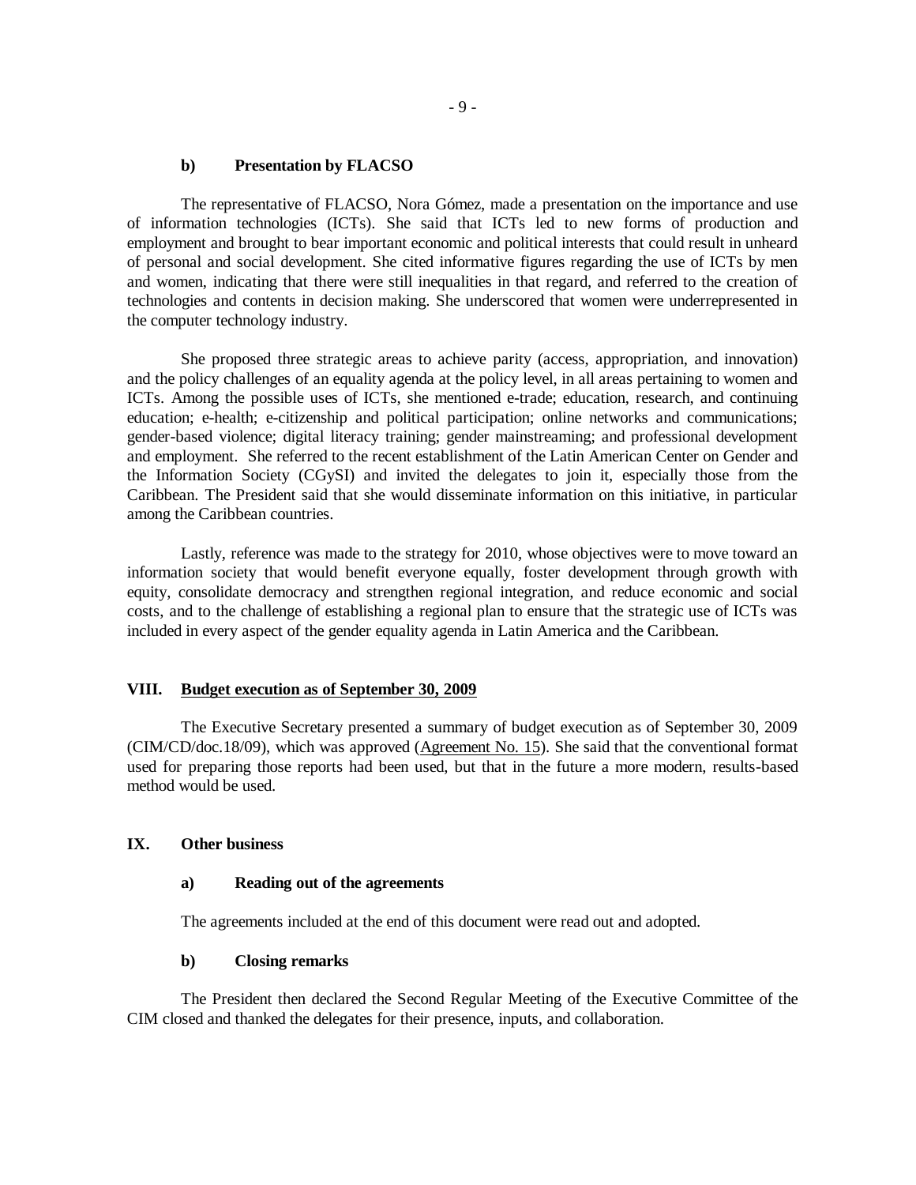#### b) Presentation by FLACSO

The representative of FLACSO, Nora Gómez, made a presentation on the importance and use of information technologies (ICTs). She said that ICTs led to new forms of production and employment and brought to bear important economic and political interests that could result in unheard of personal and social development. She cited informative figures regarding the use of ICTs by men and women, indicating that there were still inequalities in that regard, and referred to the creation of technologies and contents in decision making. She underscored that women were underrepresented in the computer technology industry.

She proposed three strategic areas to achieve parity (access, appropriation, and innovation) and the policy challenges of an equality agenda at the policy level, in all areas pertaining to women and ICTs. Among the possible uses of ICTs, she mentioned e-trade; education, research, and continuing education; e-health; e-citizenship and political participation; online networks and communications; gender-based violence; digital literacy training; gender mainstreaming; and professional development and employment. She referred to the recent establishment of the Latin American Center on Gender and the Information Society (CGySI) and invited the delegates to join it, especially those from the Caribbean. The President said that she would disseminate information on this initiative, in particular among the Caribbean countries.

Lastly, reference was made to the strategy for 2010, whose objectives were to move toward an information society that would benefit everyone equally, foster development through growth with equity, consolidate democracy and strengthen regional integration, and reduce economic and social costs, and to the challenge of establishing a regional plan to ensure that the strategic use of ICTs was included in every aspect of the gender equality agenda in Latin America and the Caribbean.

## VIII. Budget execution as of September 30, 2009

The Executive Secretary presented a summary of budget execution as of September 30, 2009 (CIM/CD/doc.18/09), which was approved (Agreement No. 15). She said that the conventional format used for preparing those reports had been used, but that in the future a more modern, results-based method would be used.

## IX. Other business

#### a) Reading out of the agreements

The agreements included at the end of this document were read out and adopted.

#### b) Closing remarks

The President then declared the Second Regular Meeting of the Executive Committee of the CIM closed and thanked the delegates for their presence, inputs, and collaboration.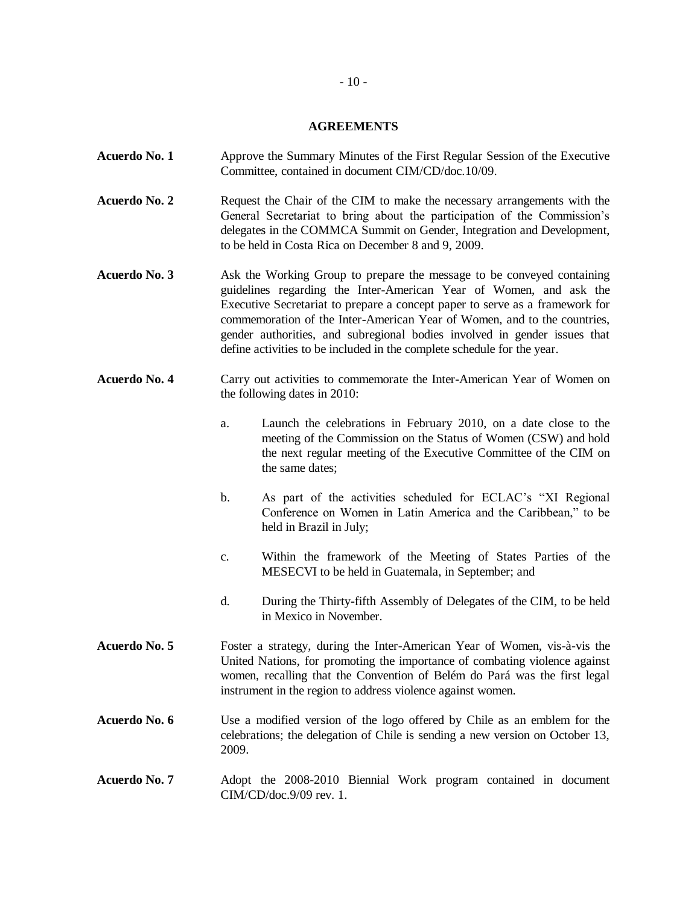## AGREEMENTS

**Acuerdo No. 1** Approve the Summary Minutes of the First Regular Session of the Executive Committee, contained in document CIM/CD/doc.10/09.

**Acuerdo No. 2** Request the Chair of the CIM to make the necessary arrangements with the General Secretariat to bring about the participation of the Commission's delegates in the COMMCA Summit on Gender, Integration and Development, to be held in Costa Rica on December 8 and 9, 2009.

**Acuerdo No. 3** Ask the Working Group to prepare the message to be conveyed containing guidelines regarding the Inter-American Year of Women, and ask the Executive Secretariat to prepare a concept paper to serve as a framework for commemoration of the Inter-American Year of Women, and to the countries, gender authorities, and subregional bodies involved in gender issues that define activities to be included in the complete schedule for the year.

**Acuerdo No. 4** Carry out activities to commemorate the Inter-American Year of Women on the following dates in 2010:

a. Launch the celebrations in February 2010, on a date close to the meeting of the Commission on the Status of Women (CSW) and hold the next regular meeting of the Executive Committee of the CIM on the same dates;

b. As part of the activities scheduled for ECLAC's "XI Regional Conference on Women in Latin America and the Caribbean," to be held in Brazil in July;

c. Within the framework of the Meeting of States Parties of the MESECVI to be held in Guatemala, in September; and

d. During the Thirty-fifth Assembly of Delegates of the CIM, to be held in Mexico in November.

**Acuerdo No. 5** Foster a strategy, during the Inter-American Year of Women, vis-à-vis the United Nations, for promoting the importance of combating violence against women, recalling that the Convention of Belém do Pará was the first legal instrument in the region to address violence against women.

**Acuerdo No. 6** Use a modified version of the logo offered by Chile as an emblem for the celebrations; the delegation of Chile is sending a new version on October 13, 2009.

**Acuerdo No. 7** Adopt the 2008-2010 Biennial Work program contained in document CIM/CD/doc.9/09 rev. 1.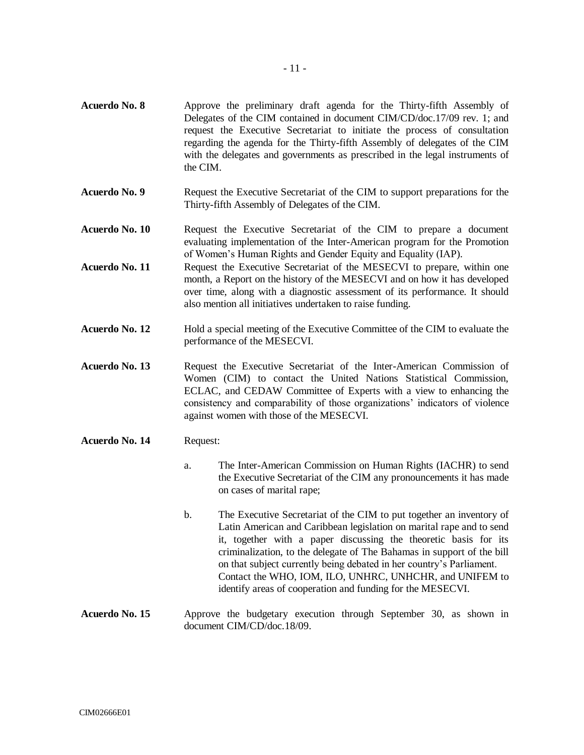**Acuerdo No. 8** Approve the preliminary draft agenda for the Thirty-fifth Assembly of Delegates of the CIM contained in document CIM/CD/doc.17/09 rev. 1; and request the Executive Secretariat to initiate the process of consultation regarding the agenda for the Thirty-fifth Assembly of delegates of the CIM with the delegates and governments as prescribed in the legal instruments of the CIM.

**Acuerdo No. 9** Request the Executive Secretariat of the CIM to support preparations for the Thirty-fifth Assembly of Delegates of the CIM.

**Acuerdo No. 10** Request the Executive Secretariat of the CIM to prepare a document evaluating implementation of the Inter-American program for the Promotion of Women's Human Rights and Gender Equity and Equality (IAP).

**Acuerdo No. 11** Request the Executive Secretariat of the MESECVI to prepare, within one month, a Report on the history of the MESECVI and on how it has developed over time, along with a diagnostic assessment of its performance. It should also mention all initiatives undertaken to raise funding.

**Acuerdo No. 12** Hold a special meeting of the Executive Committee of the CIM to evaluate the performance of the MESECVI.

**Acuerdo No. 13** Request the Executive Secretariat of the Inter-American Commission of Women (CIM) to contact the United Nations Statistical Commission, ECLAC, and CEDAW Committee of Experts with a view to enhancing the consistency and comparability of those organizations' indicators of violence against women with those of the MESECVI.

**Acuerdo No. 14** Request:

a. The Inter-American Commission on Human Rights (IACHR) to send the Executive Secretariat of the CIM any pronouncements it has made on cases of marital rape;

b. The Executive Secretariat of the CIM to put together an inventory of Latin American and Caribbean legislation on marital rape and to send it, together with a paper discussing the theoretic basis for its criminalization, to the delegate of The Bahamas in support of the bill on that subject currently being debated in her country's Parliament. Contact the WHO, IOM, ILO, UNHRC, UNHCHR, and UNIFEM to identify areas of cooperation and funding for the MESECVI.

**Acuerdo No. 15** Approve the budgetary execution through September 30, as shown in document CIM/CD/doc.18/09.

CIM02666E01